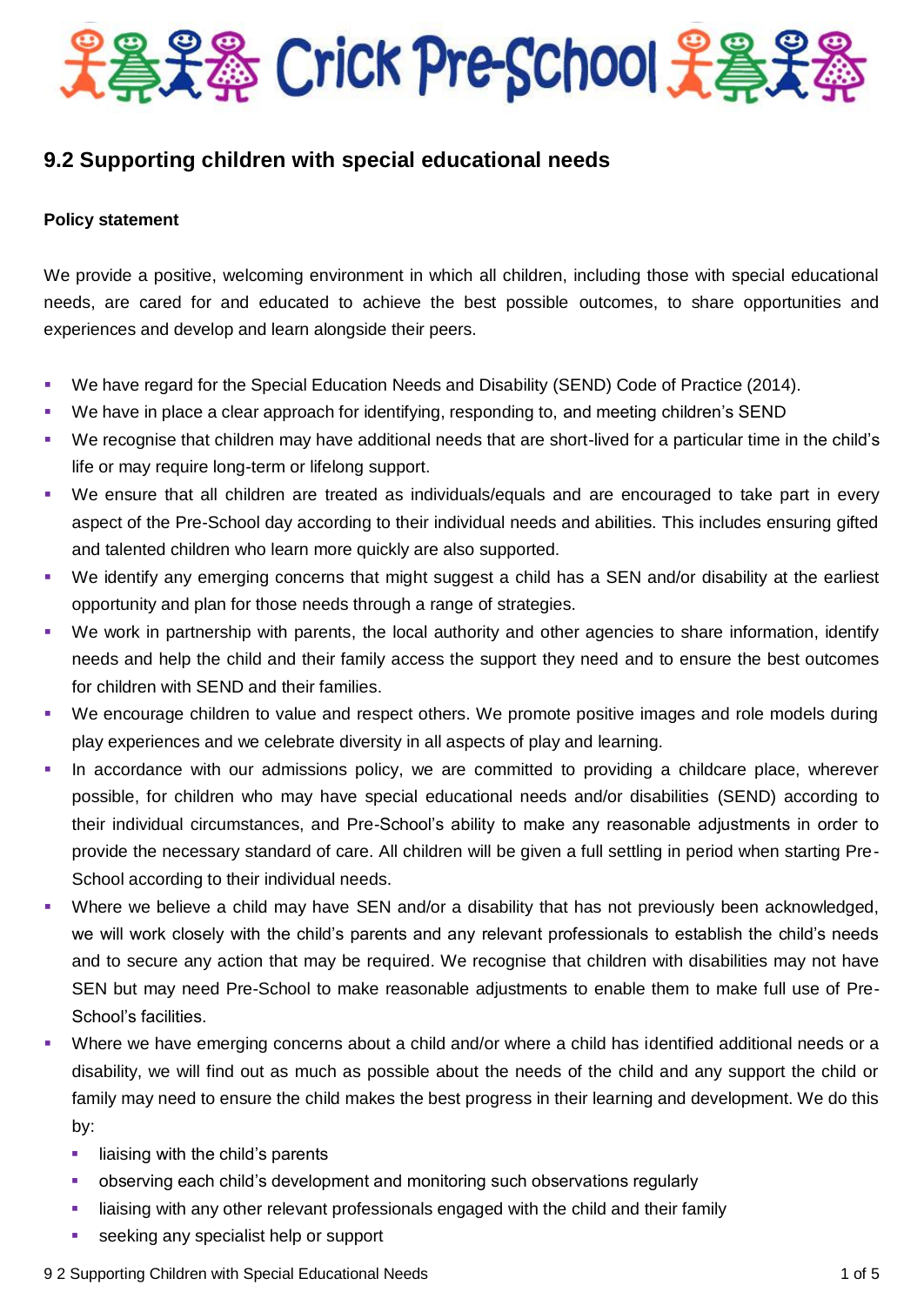# Crick Pre-School

## 9.2 Supporting children with special educational needs

**Policy statement**

We provide a positive, welcoming environment in which all children, including those with special educational needs, are cared for and educated to achieve the best possible outcomes, to share opportunities and experiences and develop and learn alongside their peers.

- We have regard for the Special Education Needs and Disability (SEND) Code of Practice (2014).
- We have in place a clear approach for identifying, responding to, and meeting children's SEND
- We recognise that children may have additional needs that are short-lived for a particular time in the child's life or may require long-term or lifelong support.
- We ensure that all children are treated as individuals/equals and are encouraged to take part in every aspect of the Pre-School day according to their individual needs and abilities. This includes ensuring gifted and talented children who learn more quickly are also supported.
- We identify any emerging concerns that might suggest a child has a SEN and/or disability at the earliest opportunity and plan for those needs through a range of strategies.
- We work in partnership with parents, the local authority and other agencies to share information, identify needs and help the child and their family access the support they need and to ensure the best outcomes for children with SEND and their families.
- We encourage children to value and respect others. We promote positive images and role models during play experiences and we celebrate diversity in all aspects of play and learning.
- In accordance with our admissions policy, we are committed to providing a childcare place, wherever possible, for children who may have special educational needs and/or disabilities (SEND) according to their individual circumstances, and Pre-School's ability to make any reasonable adjustments in order to provide the necessary standard of care. All children will be given a full settling in period when starting Pre-School according to their individual needs.
- Where we believe a child may have SEN and/or a disability that has not previously been acknowledged, we will work closely with the child's parents and any relevant professionals to establish the child's needs and to secure any action that may be required. We recognise that children with disabilities may not have SEN but may need Pre-School to make reasonable adjustments to enable them to make full use of Pre-School's facilities.
- Where we have emerging concerns about a child and/or where a child has identified additional needs or a disability, we will find out as much as possible about the needs of the child and any support the child or family may need to ensure the child makes the best progress in their learning and development. We do this by:
  - liaising with the child's parents
  - observing each child's development and monitoring such observations regularly
  - liaising with any other relevant professionals engaged with the child and their family
  - seeking any specialist help or support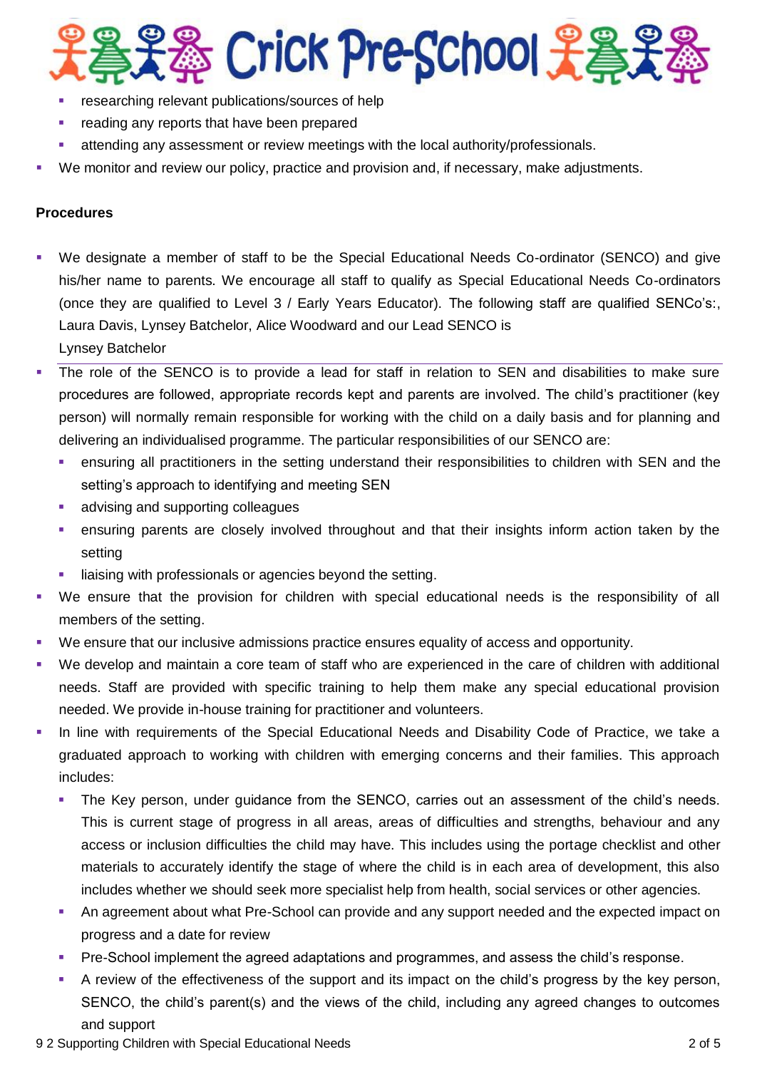- researching relevant publications/sources of help
  - reading any reports that have been prepared
  - attending any assessment or review meetings with the local authority/professionals.
- We monitor and review our policy, practice and provision and, if necessary, make adjustments.

**Procedures**

- We designate a member of staff to be the Special Educational Needs Co-ordinator (SENCO) and give his/her name to parents. We encourage all staff to qualify as Special Educational Needs Co-ordinators (once they are qualified to Level 3 / Early Years Educator). The following staff are qualified SENCo's:, Laura Davis, Lynsey Batchelor, Alice Woodward and our Lead SENCO is Lynsey Batchelor
- The role of the SENCO is to provide a lead for staff in relation to SEN and disabilities to make sure procedures are followed, appropriate records kept and parents are involved. The child's practitioner (key person) will normally remain responsible for working with the child on a daily basis and for planning and delivering an individualised programme. The particular responsibilities of our SENCO are:
  - ensuring all practitioners in the setting understand their responsibilities to children with SEN and the setting's approach to identifying and meeting SEN
  - advising and supporting colleagues
  - ensuring parents are closely involved throughout and that their insights inform action taken by the setting
  - liaising with professionals or agencies beyond the setting.
- We ensure that the provision for children with special educational needs is the responsibility of all members of the setting.
- We ensure that our inclusive admissions practice ensures equality of access and opportunity.
- We develop and maintain a core team of staff who are experienced in the care of children with additional needs. Staff are provided with specific training to help them make any special educational provision needed. We provide in-house training for practitioner and volunteers.
- In line with requirements of the Special Educational Needs and Disability Code of Practice, we take a graduated approach to working with children with emerging concerns and their families. This approach includes:
  - The Key person, under guidance from the SENCO, carries out an assessment of the child's needs. This is current stage of progress in all areas, areas of difficulties and strengths, behaviour and any access or inclusion difficulties the child may have. This includes using the portage checklist and other materials to accurately identify the stage of where the child is in each area of development, this also includes whether we should seek more specialist help from health, social services or other agencies.
  - An agreement about what Pre-School can provide and any support needed and the expected impact on progress and a date for review
  - Pre-School implement the agreed adaptations and programmes, and assess the child's response.
  - A review of the effectiveness of the support and its impact on the child's progress by the key person, SENCO, the child's parent(s) and the views of the child, including any agreed changes to outcomes and support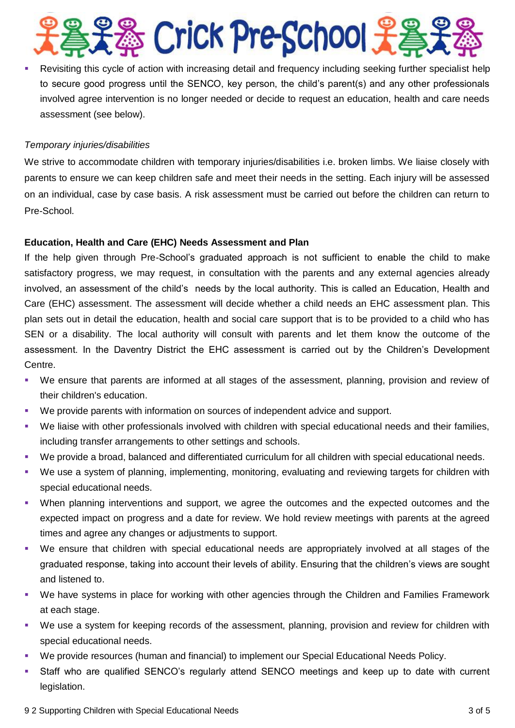- Revisiting this cycle of action with increasing detail and frequency including seeking further specialist help to secure good progress until the SENCO, key person, the child's parent(s) and any other professionals involved agree intervention is no longer needed or decide to request an education, health and care needs assessment (see below).

*Temporary injuries/disabilities*

We strive to accommodate children with temporary injuries/disabilities i.e. broken limbs. We liaise closely with parents to ensure we can keep children safe and meet their needs in the setting. Each injury will be assessed on an individual, case by case basis. A risk assessment must be carried out before the children can return to Pre-School.

**Education, Health and Care (EHC) Needs Assessment and Plan**

If the help given through Pre-School's graduated approach is not sufficient to enable the child to make satisfactory progress, we may request, in consultation with the parents and any external agencies already involved, an assessment of the child's needs by the local authority. This is called an Education, Health and Care (EHC) assessment. The assessment will decide whether a child needs an EHC assessment plan. This plan sets out in detail the education, health and social care support that is to be provided to a child who has SEN or a disability. The local authority will consult with parents and let them know the outcome of the assessment. In the Daventry District the EHC assessment is carried out by the Children's Development Centre.

- We ensure that parents are informed at all stages of the assessment, planning, provision and review of their children's education.
- We provide parents with information on sources of independent advice and support.
- We liaise with other professionals involved with children with special educational needs and their families, including transfer arrangements to other settings and schools.
- We provide a broad, balanced and differentiated curriculum for all children with special educational needs.
- We use a system of planning, implementing, monitoring, evaluating and reviewing targets for children with special educational needs.
- When planning interventions and support, we agree the outcomes and the expected outcomes and the expected impact on progress and a date for review. We hold review meetings with parents at the agreed times and agree any changes or adjustments to support.
- We ensure that children with special educational needs are appropriately involved at all stages of the graduated response, taking into account their levels of ability. Ensuring that the children's views are sought and listened to.
- We have systems in place for working with other agencies through the Children and Families Framework at each stage.
- We use a system for keeping records of the assessment, planning, provision and review for children with special educational needs.
- We provide resources (human and financial) to implement our Special Educational Needs Policy.
- Staff who are qualified SENCO's regularly attend SENCO meetings and keep up to date with current legislation.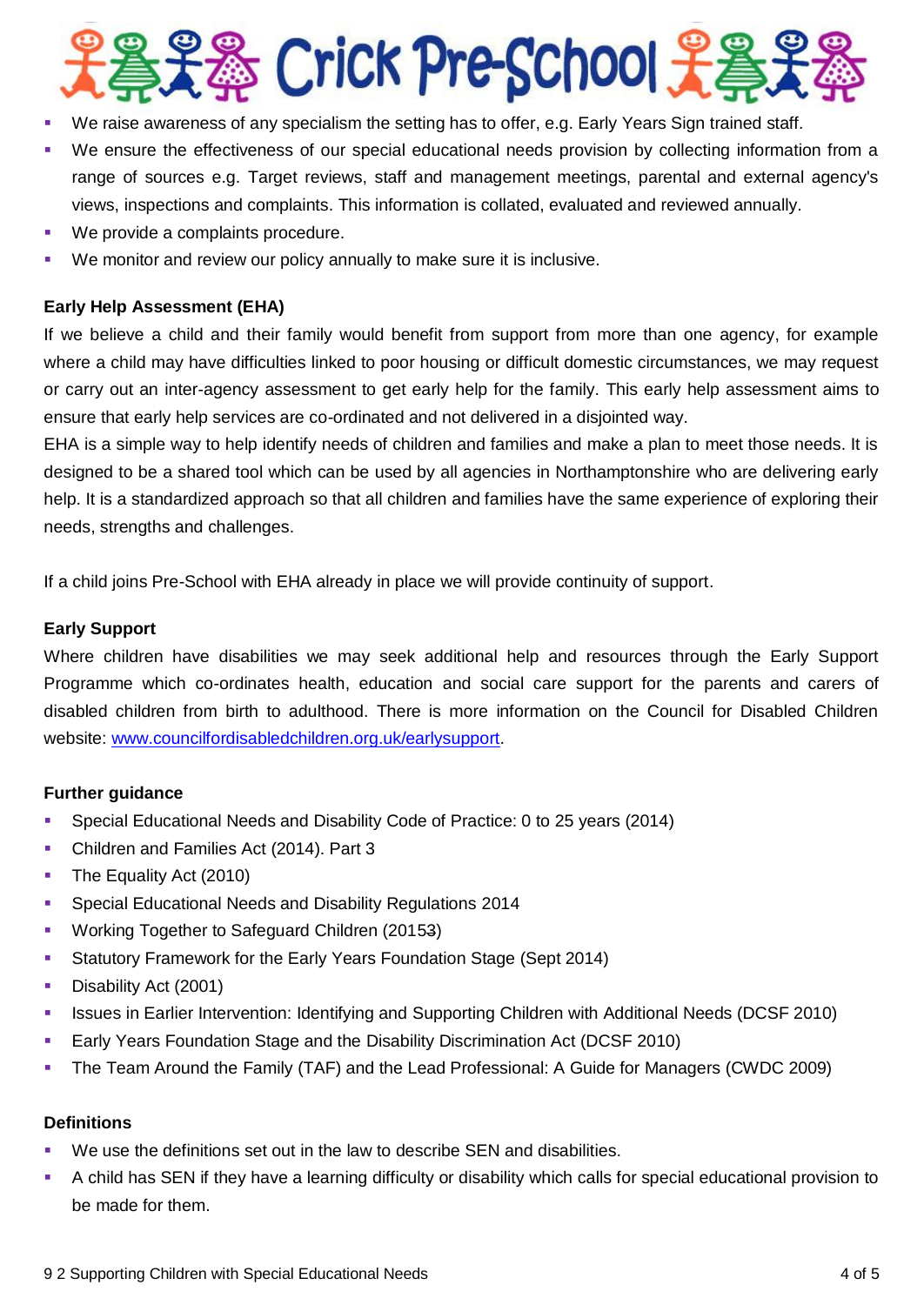- We raise awareness of any specialism the setting has to offer, e.g. Early Years Sign trained staff.
- We ensure the effectiveness of our special educational needs provision by collecting information from a range of sources e.g. Target reviews, staff and management meetings, parental and external agency's views, inspections and complaints. This information is collated, evaluated and reviewed annually.
- We provide a complaints procedure.
- We monitor and review our policy annually to make sure it is inclusive.

**Early Help Assessment (EHA)**

If we believe a child and their family would benefit from support from more than one agency, for example where a child may have difficulties linked to poor housing or difficult domestic circumstances, we may request or carry out an inter-agency assessment to get early help for the family. This early help assessment aims to ensure that early help services are co-ordinated and not delivered in a disjointed way.

EHA is a simple way to help identify needs of children and families and make a plan to meet those needs. It is designed to be a shared tool which can be used by all agencies in Northamptonshire who are delivering early help. It is a standardized approach so that all children and families have the same experience of exploring their needs, strengths and challenges.

If a child joins Pre-School with EHA already in place we will provide continuity of support.

**Early Support**

Where children have disabilities we may seek additional help and resources through the Early Support Programme which co-ordinates health, education and social care support for the parents and carers of disabled children from birth to adulthood. There is more information on the Council for Disabled Children website: www.councilfordisabledchildren.org.uk/earlysupport.

**Further guidance**

- Special Educational Needs and Disability Code of Practice: 0 to 25 years (2014)
- Children and Families Act (2014). Part 3
- The Equality Act (2010)
- Special Educational Needs and Disability Regulations 2014
- Working Together to Safeguard Children (2015~~3~~)
- Statutory Framework for the Early Years Foundation Stage (Sept 2014)
- Disability Act (2001)
- Issues in Earlier Intervention: Identifying and Supporting Children with Additional Needs (DCSF 2010)
- Early Years Foundation Stage and the Disability Discrimination Act (DCSF 2010)
- The Team Around the Family (TAF) and the Lead Professional: A Guide for Managers (CWDC 2009)

**Definitions**

- We use the definitions set out in the law to describe SEN and disabilities.
- A child has SEN if they have a learning difficulty or disability which calls for special educational provision to be made for them.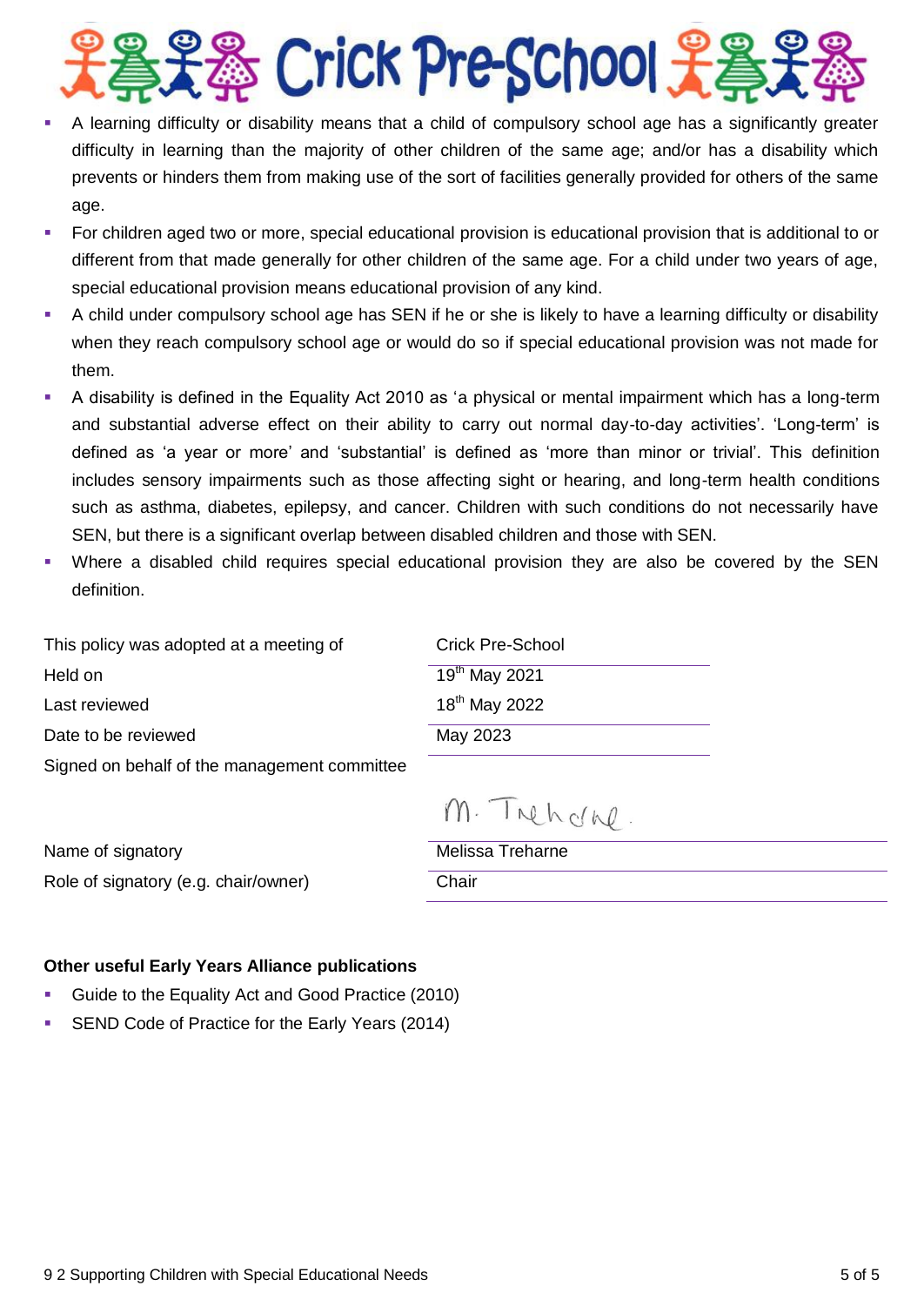- A learning difficulty or disability means that a child of compulsory school age has a significantly greater difficulty in learning than the majority of other children of the same age; and/or has a disability which prevents or hinders them from making use of the sort of facilities generally provided for others of the same age.
- For children aged two or more, special educational provision is educational provision that is additional to or different from that made generally for other children of the same age. For a child under two years of age, special educational provision means educational provision of any kind.
- A child under compulsory school age has SEN if he or she is likely to have a learning difficulty or disability when they reach compulsory school age or would do so if special educational provision was not made for them.
- A disability is defined in the Equality Act 2010 as 'a physical or mental impairment which has a long-term and substantial adverse effect on their ability to carry out normal day-to-day activities'. 'Long-term' is defined as 'a year or more' and 'substantial' is defined as 'more than minor or trivial'. This definition includes sensory impairments such as those affecting sight or hearing, and long-term health conditions such as asthma, diabetes, epilepsy, and cancer. Children with such conditions do not necessarily have SEN, but there is a significant overlap between disabled children and those with SEN.
- Where a disabled child requires special educational provision they are also be covered by the SEN definition.

| | |
|---|---|
| This policy was adopted at a meeting of | Crick Pre-School |
| Held on | 19th May 2021 |
| Last reviewed | 18th May 2022 |
| Date to be reviewed | May 2023 |
| Signed on behalf of the management committee | M. Treharne |
| Name of signatory | Melissa Treharne |
| Role of signatory (e.g. chair/owner) | Chair |

**Other useful Early Years Alliance publications**

- Guide to the Equality Act and Good Practice (2010)
- SEND Code of Practice for the Early Years (2014)